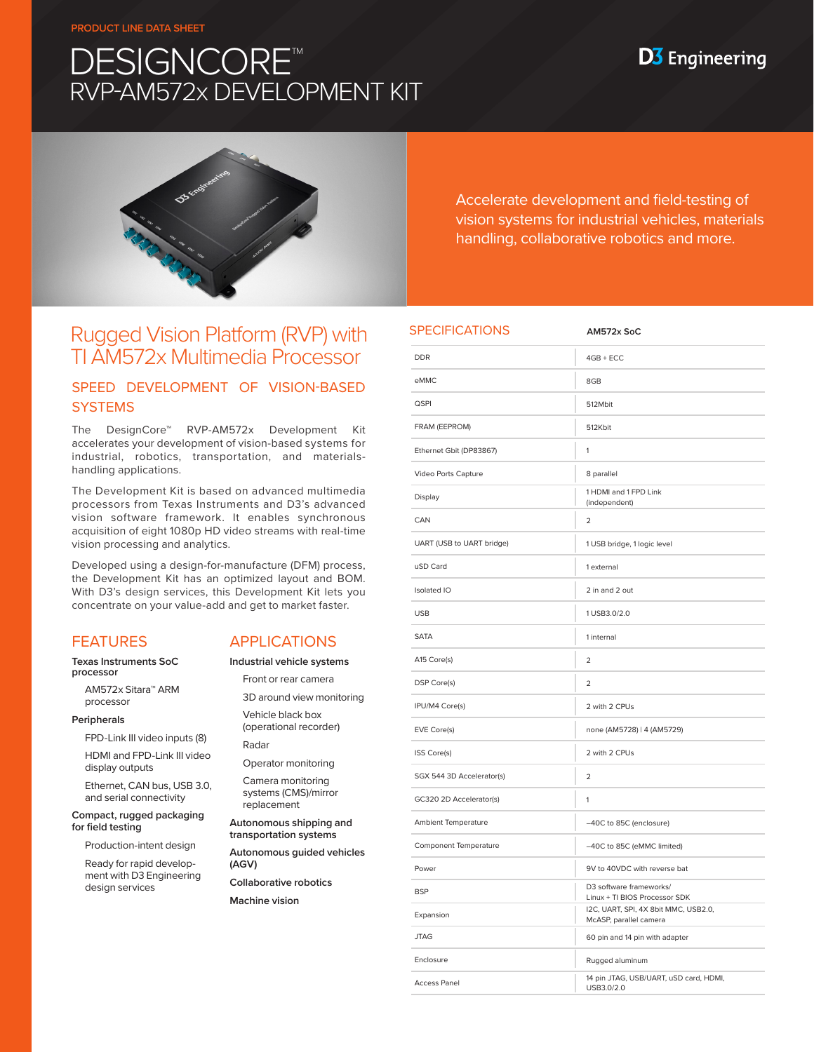PRODUCT LINE DATA SHEET

# DESIGNCORE™
# RVP-AM572x DEVELOPMENT KIT

D3 Engineering

Accelerate development and field-testing of vision systems for industrial vehicles, materials handling, collaborative robotics and more.

## Rugged Vision Platform (RVP) with TI AM572x Multimedia Processor

### SPEED DEVELOPMENT OF VISION-BASED SYSTEMS

The DesignCore™ RVP-AM572x Development Kit accelerates your development of vision-based systems for industrial, robotics, transportation, and materials-handling applications.

The Development Kit is based on advanced multimedia processors from Texas Instruments and D3's advanced vision software framework. It enables synchronous acquisition of eight 1080p HD video streams with real-time vision processing and analytics.

Developed using a design-for-manufacture (DFM) process, the Development Kit has an optimized layout and BOM. With D3's design services, this Development Kit lets you concentrate on your value-add and get to market faster.

## FEATURES

**Texas Instruments SoC processor**

- AM572x Sitara™ ARM processor

**Peripherals**

- FPD-Link III video inputs (8)
- HDMI and FPD-Link III video display outputs
- Ethernet, CAN bus, USB 3.0, and serial connectivity

**Compact, rugged packaging for field testing**

- Production-intent design
- Ready for rapid development with D3 Engineering design services

## APPLICATIONS

**Industrial vehicle systems**

- Front or rear camera
- 3D around view monitoring
- Vehicle black box (operational recorder)
- Radar
- Operator monitoring
- Camera monitoring systems (CMS)/mirror replacement

**Autonomous shipping and transportation systems**

**Autonomous guided vehicles (AGV)**

**Collaborative robotics**

**Machine vision**

## SPECIFICATIONS

| SPECIFICATIONS | AM572x SoC |
|---|---|
| DDR | 4GB + ECC |
| eMMC | 8GB |
| QSPI | 512Mbit |
| FRAM (EEPROM) | 512Kbit |
| Ethernet Gbit (DP83867) | 1 |
| Video Ports Capture | 8 parallel |
| Display | 1 HDMI and 1 FPD Link (independent) |
| CAN | 2 |
| UART (USB to UART bridge) | 1 USB bridge, 1 logic level |
| uSD Card | 1 external |
| Isolated IO | 2 in and 2 out |
| USB | 1 USB3.0/2.0 |
| SATA | 1 internal |
| A15 Core(s) | 2 |
| DSP Core(s) | 2 |
| IPU/M4 Core(s) | 2 with 2 CPUs |
| EVE Core(s) | none (AM5728) \| 4 (AM5729) |
| ISS Core(s) | 2 with 2 CPUs |
| SGX 544 3D Accelerator(s) | 2 |
| GC320 2D Accelerator(s) | 1 |
| Ambient Temperature | −40C to 85C (enclosure) |
| Component Temperature | −40C to 85C (eMMC limited) |
| Power | 9V to 40VDC with reverse bat |
| BSP | D3 software frameworks/ Linux + TI BIOS Processor SDK |
| Expansion | I2C, UART, SPI, 4X 8bit MMC, USB2.0, McASP, parallel camera |
| JTAG | 60 pin and 14 pin with adapter |
| Enclosure | Rugged aluminum |
| Access Panel | 14 pin JTAG, USB/UART, uSD card, HDMI, USB3.0/2.0 |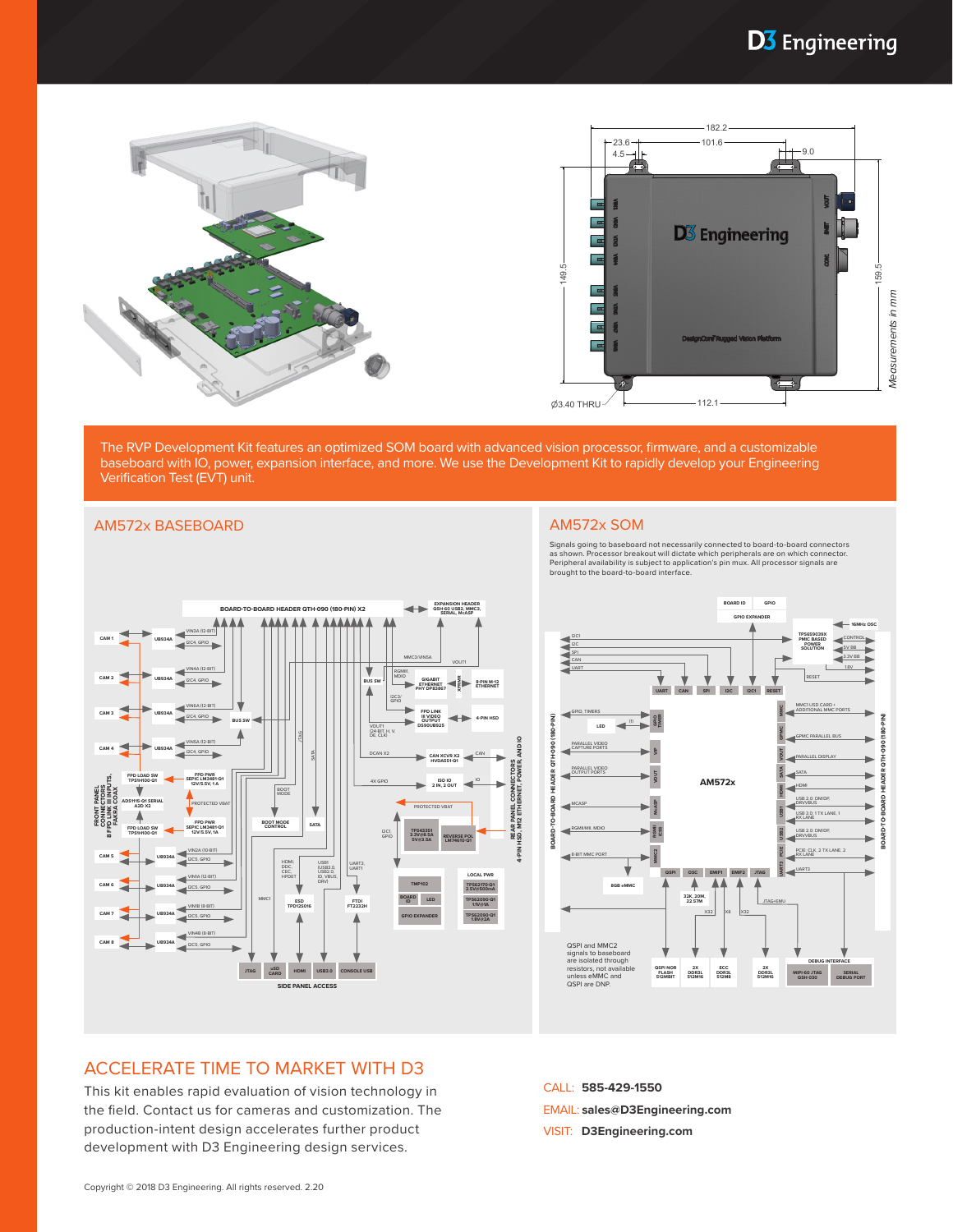## D3 Engineering

182.2
23.6
101.6
4.5
9.0
149.5
159.5
Ø3.40 THRU
112.1
*Measurements in mm*

The RVP Development Kit features an optimized SOM board with advanced vision processor, firmware, and a customizable baseboard with IO, power, expansion interface, and more. We use the Development Kit to rapidly develop your Engineering Verification Test (EVT) unit.

## AM572x BASEBOARD

BOARD-TO-BOARD HEADER QTH-090 (180-PIN) X2
EXPANSION HEADER QSH-60 USB2, MMC3, SERIAL, McASP
CAM 1, CAM 2, CAM 3, CAM 4, CAM 5, CAM 6, CAM 7, CAM 8
UB934A
FRONT PANEL CONNECTORS 8 FPD LINK III INPUTS, FAKRA COAX
FPD LOAD SW TPS1H100-Q1
FPD PWR SEPIC LM3481-Q1 12V/1.5V, 1 A
AOS1115-Q1 SERIAL A2D X2
BUS SW
GIGABIT ETHERNET PHY DP83867
8-PIN M-12 ETHERNET
FPD LINK III VIDEO OUTPUT DS90UB925
4-PIN HSD
CAN XCVR X2 HVDA551-Q1
ISO IO 2 IN, 2 OUT
TPS43351 3.3V@4.5A 5V@3.5A
REVERSE POL LM74610-Q1
TMP102
TPS62170-Q1 2.5V@500mA
TPS62090-Q1 1.1V@1A
TPS62090-Q1 1.8V@2A
BOARD ID
LED
GPIO EXPANDER
LOCAL PWR
BOOT MODE CONTROL
SATA
ESD TPD12S016
FTDI FT2232H
REAR PANEL CONNECTORS 4-PIN HSD, M12 ETHERNET, POWER, AND IO
JTAG, uSD CARD, HDMI, USB3.0, CONSOLE USB
SIDE PANEL ACCESS

## AM572x SOM

Signals going to baseboard not necessarily connected to board-to-board connectors as shown. Processor breakout will dictate which peripherals are on which connector. Peripheral availability is subject to application's pin mux. All processor signals are brought to the board-to-board interface.

AM572x
BOARD-TO-BOARD HEADER QTH-090 (180-PIN)
BOARD ID, GPIO, GPIO EXPANDER
TPS659039X PMIC BASED POWER SOLUTION
16MHz OSC
8GB eMMC
32K, 20M, 22.57M
QSPI NOR FLASH 512MBIT
2X DDR3L 512MB
ECC DDR3L 512MB
2X DDR3L 512MB
DEBUG INTERFACE: MIPI 60 JTAG QSH-030, SERIAL DEBUG PORT

QSPI and MMC2 signals to baseboard are isolated through resistors, not available unless eMMC and QSPI are DNP.

## ACCELERATE TIME TO MARKET WITH D3

This kit enables rapid evaluation of vision technology in the field. Contact us for cameras and customization. The production-intent design accelerates further product development with D3 Engineering design services.

CALL: **585-429-1550**
EMAIL: **sales@D3Engineering.com**
VISIT: **D3Engineering.com**

Copyright © 2018 D3 Engineering. All rights reserved. 2.20